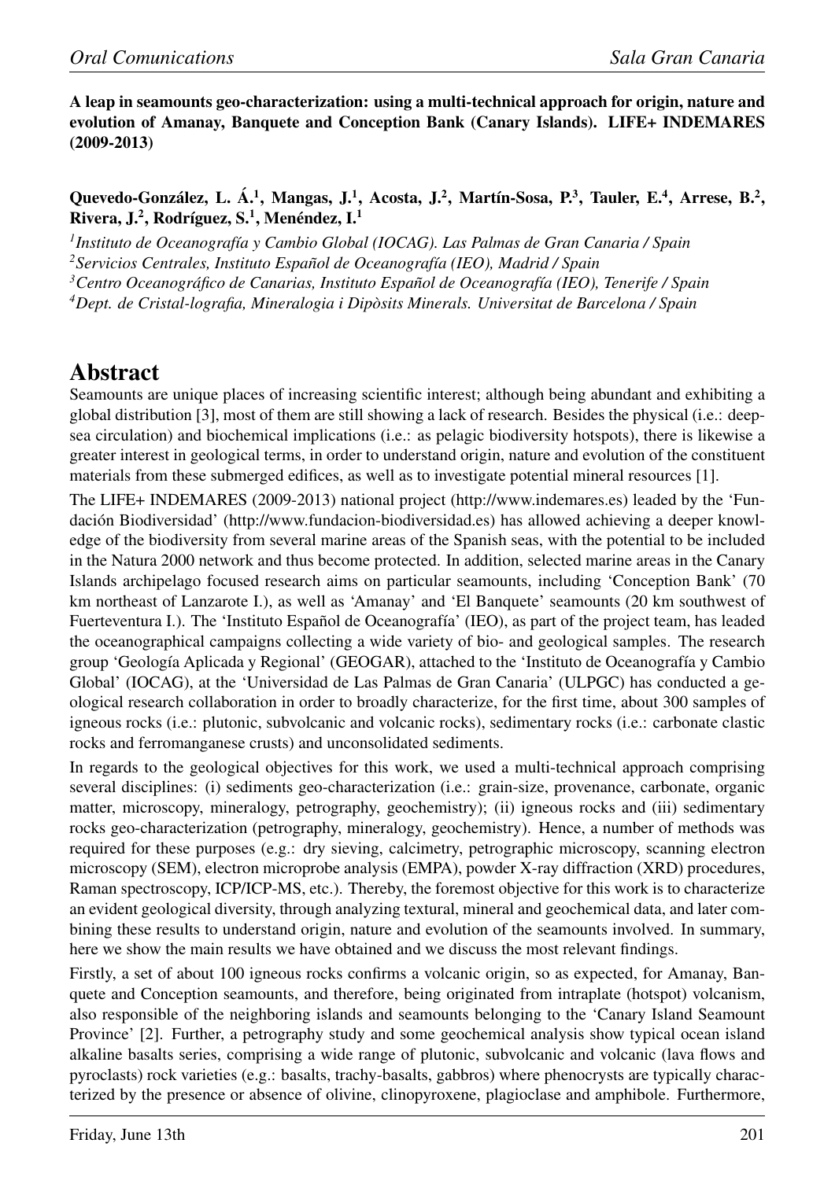**A leap in seamounts geo-characterization: using a multi-technical approach for origin, nature and evolution of Amanay, Banquete and Conception Bank (Canary Islands). LIFE+ INDEMARES (2009-2013)**

**Quevedo-González, L. Á.[1], Mangas, J.[1], Acosta, J.[2], Martín-Sosa, P.[3], Tauler, E.[4], Arrese, B.[2], Rivera, J.[2], Rodríguez, S.[1], Menéndez, I.[1]**

*[1]Instituto de Oceanografía y Cambio Global (IOCAG). Las Palmas de Gran Canaria / Spain*
*[2]Servicios Centrales, Instituto Español de Oceanografía (IEO), Madrid / Spain*
*[3]Centro Oceanográfico de Canarias, Instituto Español de Oceanografía (IEO), Tenerife / Spain*
*[4]Dept. de Cristal-lografia, Mineralogia i Dipòsits Minerals. Universitat de Barcelona / Spain*

# Abstract

Seamounts are unique places of increasing scientific interest; although being abundant and exhibiting a global distribution [3], most of them are still showing a lack of research. Besides the physical (i.e.: deep-sea circulation) and biochemical implications (i.e.: as pelagic biodiversity hotspots), there is likewise a greater interest in geological terms, in order to understand origin, nature and evolution of the constituent materials from these submerged edifices, as well as to investigate potential mineral resources [1].

The LIFE+ INDEMARES (2009-2013) national project (http://www.indemares.es) leaded by the 'Fundación Biodiversidad' (http://www.fundacion-biodiversidad.es) has allowed achieving a deeper knowledge of the biodiversity from several marine areas of the Spanish seas, with the potential to be included in the Natura 2000 network and thus become protected. In addition, selected marine areas in the Canary Islands archipelago focused research aims on particular seamounts, including 'Conception Bank' (70 km northeast of Lanzarote I.), as well as 'Amanay' and 'El Banquete' seamounts (20 km southwest of Fuerteventura I.). The 'Instituto Español de Oceanografía' (IEO), as part of the project team, has leaded the oceanographical campaigns collecting a wide variety of bio- and geological samples. The research group 'Geología Aplicada y Regional' (GEOGAR), attached to the 'Instituto de Oceanografía y Cambio Global' (IOCAG), at the 'Universidad de Las Palmas de Gran Canaria' (ULPGC) has conducted a geological research collaboration in order to broadly characterize, for the first time, about 300 samples of igneous rocks (i.e.: plutonic, subvolcanic and volcanic rocks), sedimentary rocks (i.e.: carbonate clastic rocks and ferromanganese crusts) and unconsolidated sediments.

In regards to the geological objectives for this work, we used a multi-technical approach comprising several disciplines: (i) sediments geo-characterization (i.e.: grain-size, provenance, carbonate, organic matter, microscopy, mineralogy, petrography, geochemistry); (ii) igneous rocks and (iii) sedimentary rocks geo-characterization (petrography, mineralogy, geochemistry). Hence, a number of methods was required for these purposes (e.g.: dry sieving, calcimetry, petrographic microscopy, scanning electron microscopy (SEM), electron microprobe analysis (EMPA), powder X-ray diffraction (XRD) procedures, Raman spectroscopy, ICP/ICP-MS, etc.). Thereby, the foremost objective for this work is to characterize an evident geological diversity, through analyzing textural, mineral and geochemical data, and later combining these results to understand origin, nature and evolution of the seamounts involved. In summary, here we show the main results we have obtained and we discuss the most relevant findings.

Firstly, a set of about 100 igneous rocks confirms a volcanic origin, so as expected, for Amanay, Banquete and Conception seamounts, and therefore, being originated from intraplate (hotspot) volcanism, also responsible of the neighboring islands and seamounts belonging to the 'Canary Island Seamount Province' [2]. Further, a petrography study and some geochemical analysis show typical ocean island alkaline basalts series, comprising a wide range of plutonic, subvolcanic and volcanic (lava flows and pyroclasts) rock varieties (e.g.: basalts, trachy-basalts, gabbros) where phenocrysts are typically characterized by the presence or absence of olivine, clinopyroxene, plagioclase and amphibole. Furthermore,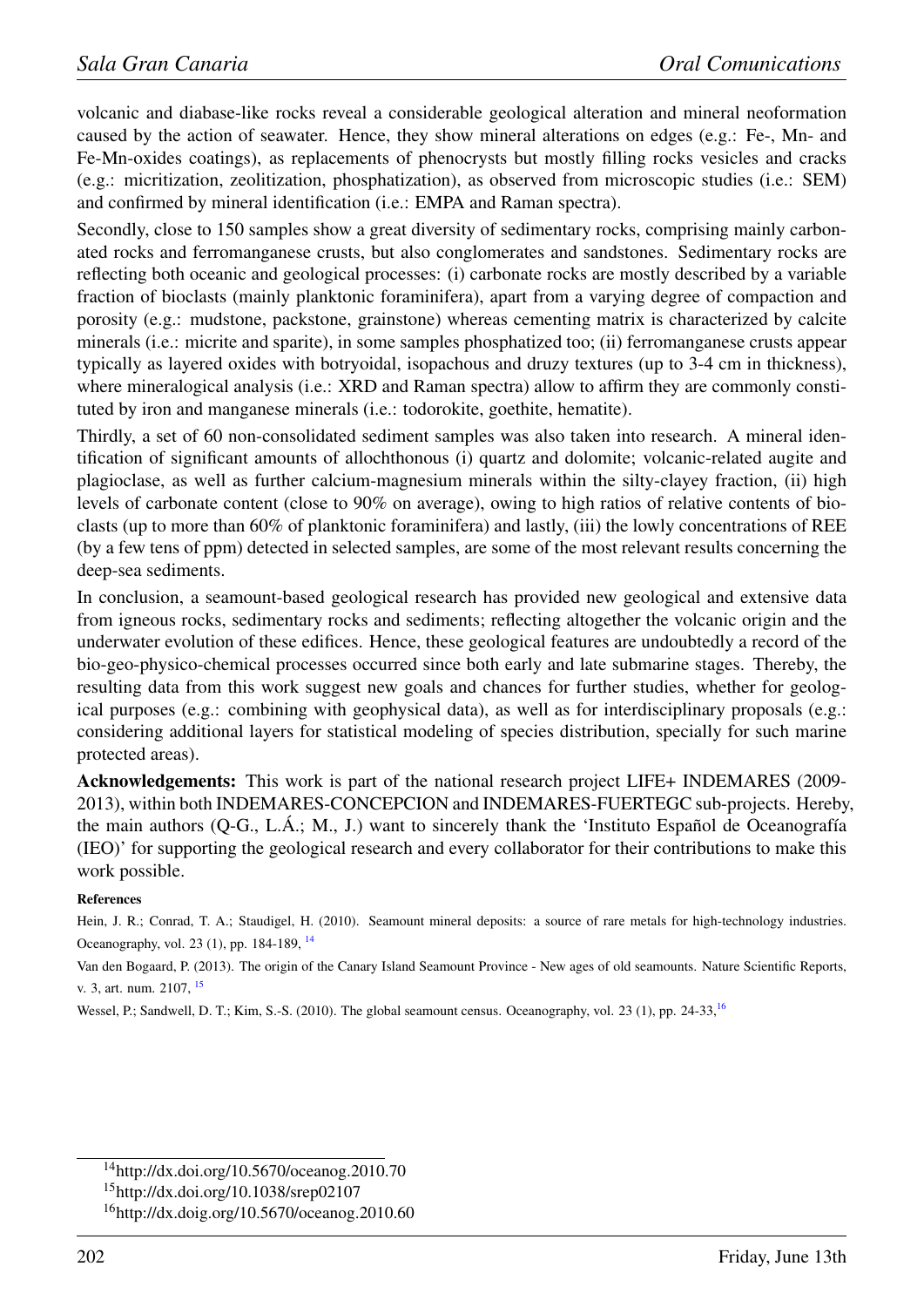volcanic and diabase-like rocks reveal a considerable geological alteration and mineral neoformation caused by the action of seawater. Hence, they show mineral alterations on edges (e.g.: Fe-, Mn- and Fe-Mn-oxides coatings), as replacements of phenocrysts but mostly filling rocks vesicles and cracks (e.g.: micritization, zeolitization, phosphatization), as observed from microscopic studies (i.e.: SEM) and confirmed by mineral identification (i.e.: EMPA and Raman spectra).

Secondly, close to 150 samples show a great diversity of sedimentary rocks, comprising mainly carbonated rocks and ferromanganese crusts, but also conglomerates and sandstones. Sedimentary rocks are reflecting both oceanic and geological processes: (i) carbonate rocks are mostly described by a variable fraction of bioclasts (mainly planktonic foraminifera), apart from a varying degree of compaction and porosity (e.g.: mudstone, packstone, grainstone) whereas cementing matrix is characterized by calcite minerals (i.e.: micrite and sparite), in some samples phosphatized too; (ii) ferromanganese crusts appear typically as layered oxides with botryoidal, isopachous and druzy textures (up to 3-4 cm in thickness), where mineralogical analysis (i.e.: XRD and Raman spectra) allow to affirm they are commonly constituted by iron and manganese minerals (i.e.: todorokite, goethite, hematite).

Thirdly, a set of 60 non-consolidated sediment samples was also taken into research. A mineral identification of significant amounts of allochthonous (i) quartz and dolomite; volcanic-related augite and plagioclase, as well as further calcium-magnesium minerals within the silty-clayey fraction, (ii) high levels of carbonate content (close to 90% on average), owing to high ratios of relative contents of bioclasts (up to more than 60% of planktonic foraminifera) and lastly, (iii) the lowly concentrations of REE (by a few tens of ppm) detected in selected samples, are some of the most relevant results concerning the deep-sea sediments.

In conclusion, a seamount-based geological research has provided new geological and extensive data from igneous rocks, sedimentary rocks and sediments; reflecting altogether the volcanic origin and the underwater evolution of these edifices. Hence, these geological features are undoubtedly a record of the bio-geo-physico-chemical processes occurred since both early and late submarine stages. Thereby, the resulting data from this work suggest new goals and chances for further studies, whether for geological purposes (e.g.: combining with geophysical data), as well as for interdisciplinary proposals (e.g.: considering additional layers for statistical modeling of species distribution, specially for such marine protected areas).

**Acknowledgements:** This work is part of the national research project LIFE+ INDEMARES (2009-2013), within both INDEMARES-CONCEPCION and INDEMARES-FUERTEGC sub-projects. Hereby, the main authors (Q-G., L.Á.; M., J.) want to sincerely thank the 'Instituto Español de Oceanografía (IEO)' for supporting the geological research and every collaborator for their contributions to make this work possible.

**References**

Hein, J. R.; Conrad, T. A.; Staudigel, H. (2010). Seamount mineral deposits: a source of rare metals for high-technology industries. Oceanography, vol. 23 (1), pp. 184-189, [14]

Van den Bogaard, P. (2013). The origin of the Canary Island Seamount Province - New ages of old seamounts. Nature Scientific Reports, v. 3, art. num. 2107, [15]

Wessel, P.; Sandwell, D. T.; Kim, S.-S. (2010). The global seamount census. Oceanography, vol. 23 (1), pp. 24-33,[16]

[14] http://dx.doi.org/10.5670/oceanog.2010.70

[15] http://dx.doi.org/10.1038/srep02107

[16] http://dx.doig.org/10.5670/oceanog.2010.60